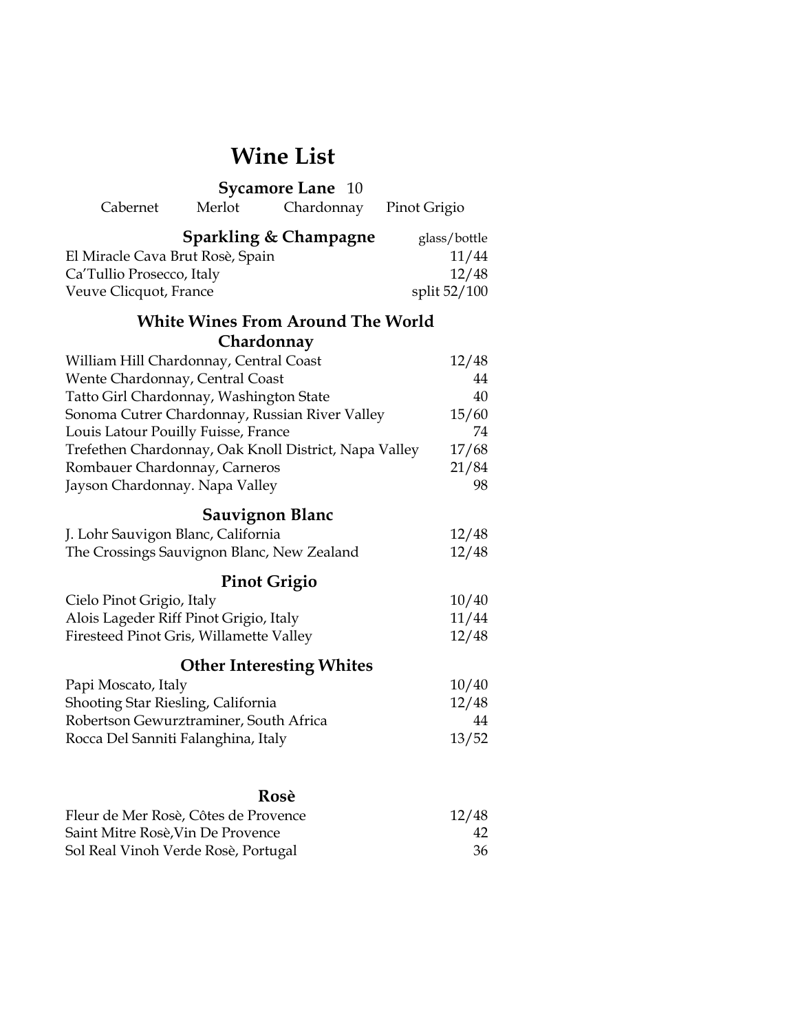# Wine List

## Sycamore Lane 10

Cabernet Merlot Chardonnay Pinot Grigio

## Sparkling & Champagne

| | glass/bottle |
|---|---|
| El Miracle Cava Brut Rosè, Spain | 11/44 |
| Ca'Tullio Prosecco, Italy | 12/48 |
| Veuve Clicquot, France | split 52/100 |

## White Wines From Around The World

### Chardonnay

| | |
|---|---|
| William Hill Chardonnay, Central Coast | 12/48 |
| Wente Chardonnay, Central Coast | 44 |
| Tatto Girl Chardonnay, Washington State | 40 |
| Sonoma Cutrer Chardonnay, Russian River Valley | 15/60 |
| Louis Latour Pouilly Fuisse, France | 74 |
| Trefethen Chardonnay, Oak Knoll District, Napa Valley | 17/68 |
| Rombauer Chardonnay, Carneros | 21/84 |
| Jayson Chardonnay. Napa Valley | 98 |

### Sauvignon Blanc

| | |
|---|---|
| J. Lohr Sauvigon Blanc, California | 12/48 |
| The Crossings Sauvignon Blanc, New Zealand | 12/48 |

### Pinot Grigio

| | |
|---|---|
| Cielo Pinot Grigio, Italy | 10/40 |
| Alois Lageder Riff Pinot Grigio, Italy | 11/44 |
| Firesteed Pinot Gris, Willamette Valley | 12/48 |

### Other Interesting Whites

| | |
|---|---|
| Papi Moscato, Italy | 10/40 |
| Shooting Star Riesling, California | 12/48 |
| Robertson Gewurztraminer, South Africa | 44 |
| Rocca Del Sanniti Falanghina, Italy | 13/52 |

### Rosè

| | |
|---|---|
| Fleur de Mer Rosè, Côtes de Provence | 12/48 |
| Saint Mitre Rosè,Vin De Provence | 42 |
| Sol Real Vinoh Verde Rosè, Portugal | 36 |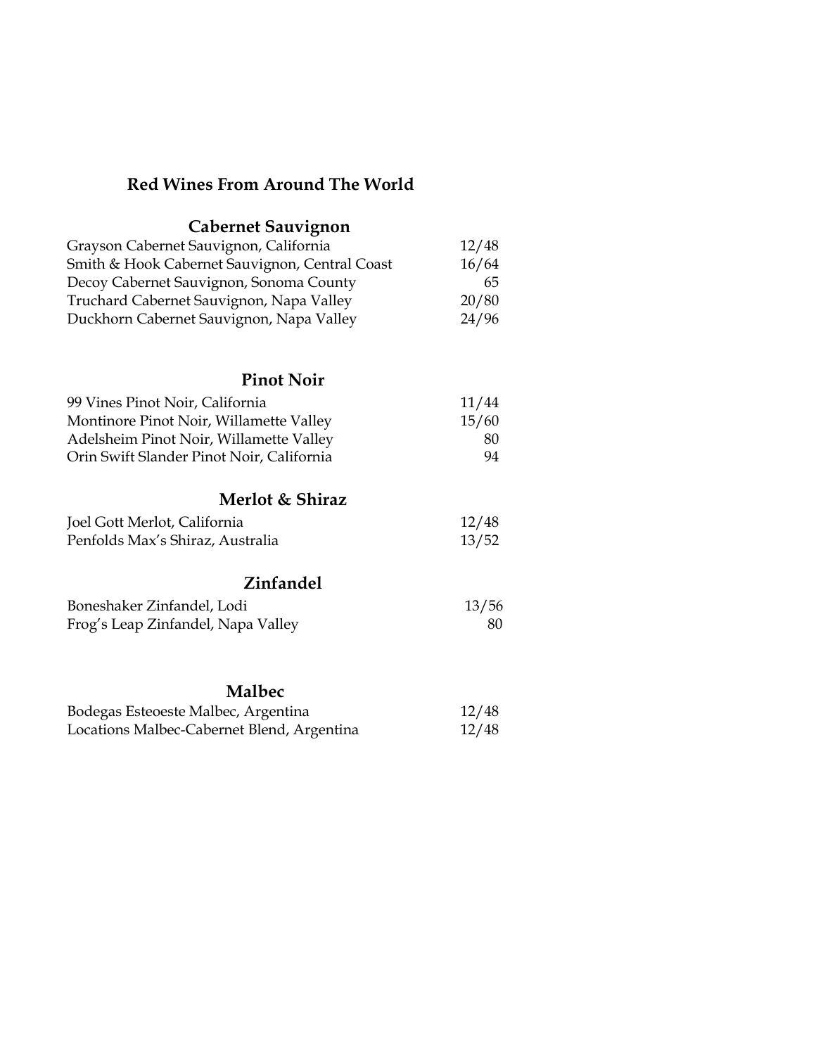# Red Wines From Around The World

## Cabernet Sauvignon

| | |
|---|---|
| Grayson Cabernet Sauvignon, California | 12/48 |
| Smith & Hook Cabernet Sauvignon, Central Coast | 16/64 |
| Decoy Cabernet Sauvignon, Sonoma County | 65 |
| Truchard Cabernet Sauvignon, Napa Valley | 20/80 |
| Duckhorn Cabernet Sauvignon, Napa Valley | 24/96 |

## Pinot Noir

| | |
|---|---|
| 99 Vines Pinot Noir, California | 11/44 |
| Montinore Pinot Noir, Willamette Valley | 15/60 |
| Adelsheim Pinot Noir, Willamette Valley | 80 |
| Orin Swift Slander Pinot Noir, California | 94 |

## Merlot & Shiraz

| | |
|---|---|
| Joel Gott Merlot, California | 12/48 |
| Penfolds Max's Shiraz, Australia | 13/52 |

## Zinfandel

| | |
|---|---|
| Boneshaker Zinfandel, Lodi | 13/56 |
| Frog's Leap Zinfandel, Napa Valley | 80 |

## Malbec

| | |
|---|---|
| Bodegas Esteoeste Malbec, Argentina | 12/48 |
| Locations Malbec-Cabernet Blend, Argentina | 12/48 |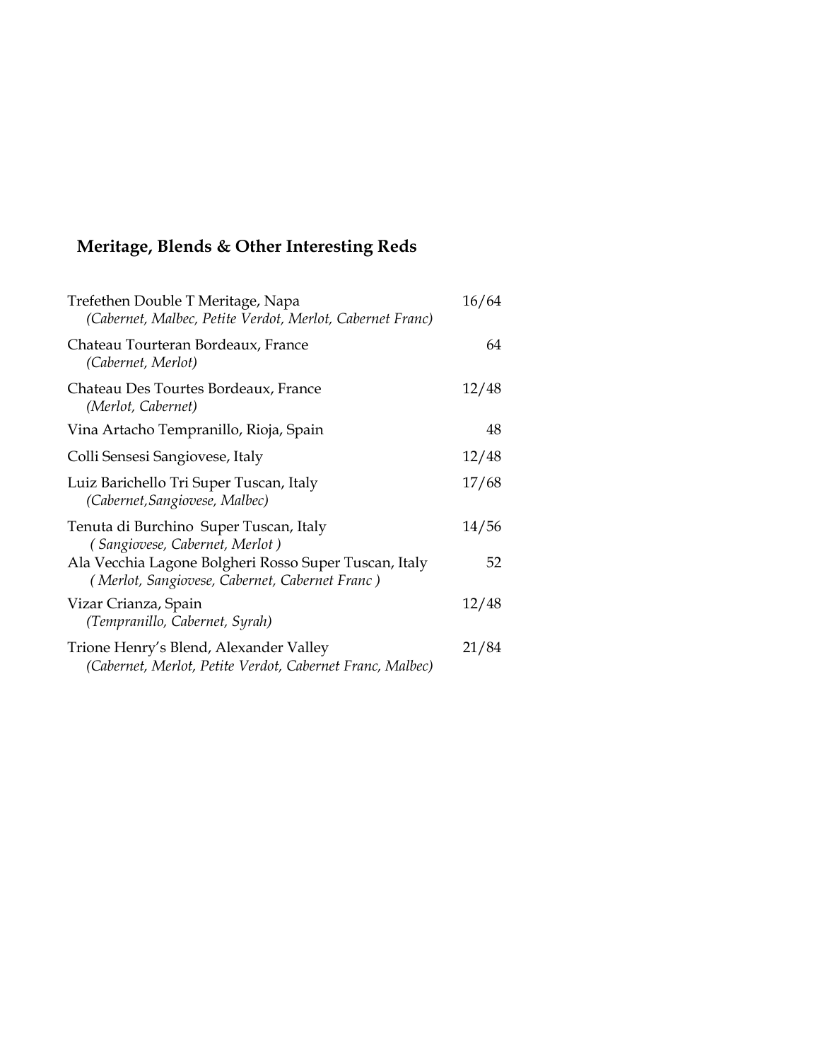## Meritage, Blends & Other Interesting Reds

| | |
|---|---|
| Trefethen Double T Meritage, Napa<br>*(Cabernet, Malbec, Petite Verdot, Merlot, Cabernet Franc)* | 16/64 |
| Chateau Tourteran Bordeaux, France<br>*(Cabernet, Merlot)* | 64 |
| Chateau Des Tourtes Bordeaux, France<br>*(Merlot, Cabernet)* | 12/48 |
| Vina Artacho Tempranillo, Rioja, Spain | 48 |
| Colli Sensesi Sangiovese, Italy | 12/48 |
| Luiz Barichello Tri Super Tuscan, Italy<br>*(Cabernet,Sangiovese, Malbec)* | 17/68 |
| Tenuta di Burchino Super Tuscan, Italy<br>*( Sangiovese, Cabernet, Merlot )* | 14/56 |
| Ala Vecchia Lagone Bolgheri Rosso Super Tuscan, Italy<br>*( Merlot, Sangiovese, Cabernet, Cabernet Franc )* | 52 |
| Vizar Crianza, Spain<br>*(Tempranillo, Cabernet, Syrah)* | 12/48 |
| Trione Henry's Blend, Alexander Valley<br>*(Cabernet, Merlot, Petite Verdot, Cabernet Franc, Malbec)* | 21/84 |